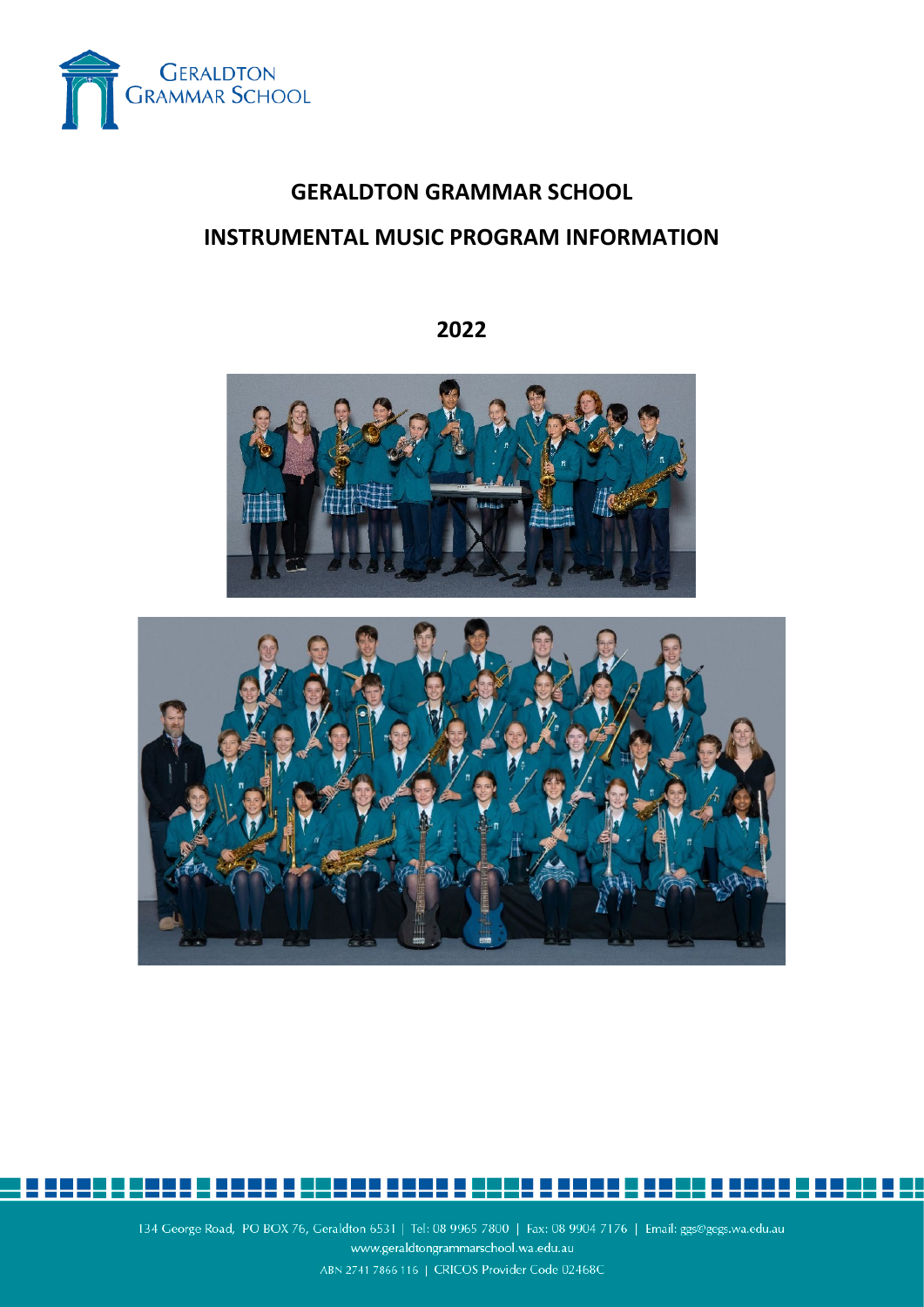# GERALDTON GRAMMAR SCHOOL

## INSTRUMENTAL MUSIC PROGRAM INFORMATION

**2022**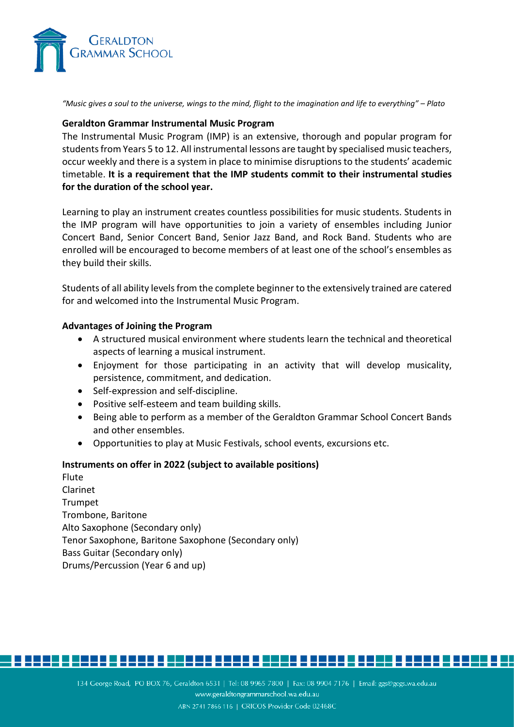*"Music gives a soul to the universe, wings to the mind, flight to the imagination and life to everything" – Plato*

**Geraldton Grammar Instrumental Music Program**

The Instrumental Music Program (IMP) is an extensive, thorough and popular program for students from Years 5 to 12. All instrumental lessons are taught by specialised music teachers, occur weekly and there is a system in place to minimise disruptions to the students' academic timetable. **It is a requirement that the IMP students commit to their instrumental studies for the duration of the school year.**

Learning to play an instrument creates countless possibilities for music students. Students in the IMP program will have opportunities to join a variety of ensembles including Junior Concert Band, Senior Concert Band, Senior Jazz Band, and Rock Band. Students who are enrolled will be encouraged to become members of at least one of the school's ensembles as they build their skills.

Students of all ability levels from the complete beginner to the extensively trained are catered for and welcomed into the Instrumental Music Program.

**Advantages of Joining the Program**

- A structured musical environment where students learn the technical and theoretical aspects of learning a musical instrument.
- Enjoyment for those participating in an activity that will develop musicality, persistence, commitment, and dedication.
- Self-expression and self-discipline.
- Positive self-esteem and team building skills.
- Being able to perform as a member of the Geraldton Grammar School Concert Bands and other ensembles.
- Opportunities to play at Music Festivals, school events, excursions etc.

**Instruments on offer in 2022 (subject to available positions)**

Flute
Clarinet
Trumpet
Trombone, Baritone
Alto Saxophone (Secondary only)
Tenor Saxophone, Baritone Saxophone (Secondary only)
Bass Guitar (Secondary only)
Drums/Percussion (Year 6 and up)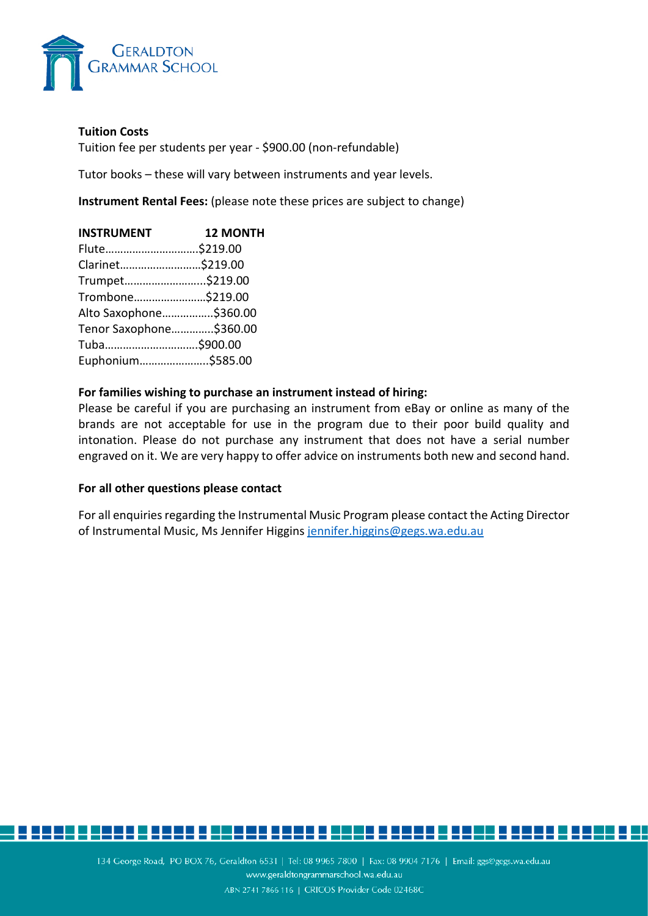**Tuition Costs**

Tuition fee per students per year - $900.00 (non-refundable)

Tutor books – these will vary between instruments and year levels.

**Instrument Rental Fees:** (please note these prices are subject to change)

| INSTRUMENT | 12 MONTH |
|---|---|
| Flute | $219.00 |
| Clarinet | $219.00 |
| Trumpet | $219.00 |
| Trombone | $219.00 |
| Alto Saxophone | $360.00 |
| Tenor Saxophone | $360.00 |
| Tuba | $900.00 |
| Euphonium | $585.00 |

**For families wishing to purchase an instrument instead of hiring:**

Please be careful if you are purchasing an instrument from eBay or online as many of the brands are not acceptable for use in the program due to their poor build quality and intonation. Please do not purchase any instrument that does not have a serial number engraved on it. We are very happy to offer advice on instruments both new and second hand.

**For all other questions please contact**

For all enquiries regarding the Instrumental Music Program please contact the Acting Director of Instrumental Music, Ms Jennifer Higgins jennifer.higgins@gegs.wa.edu.au